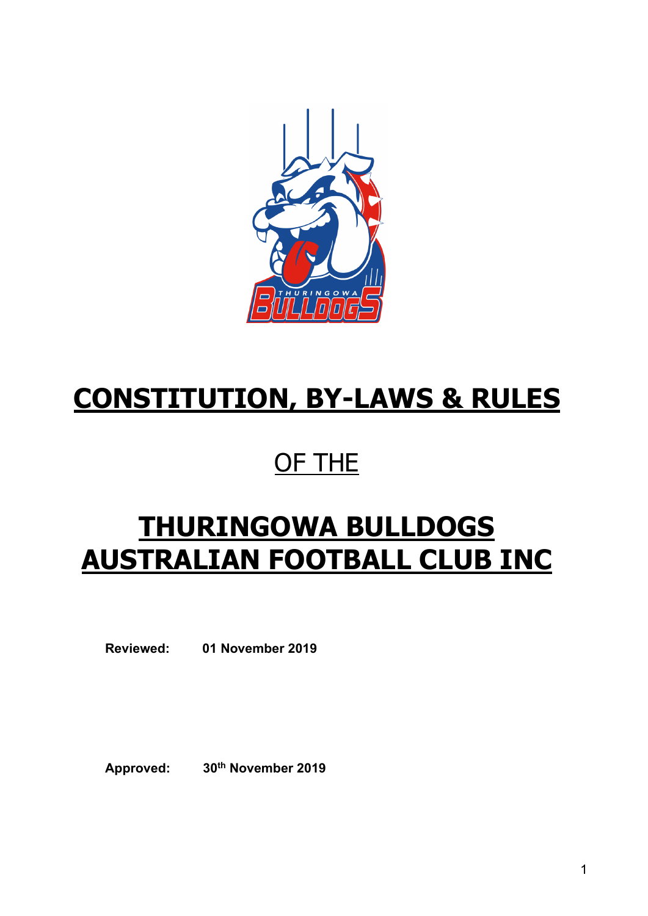# CONSTITUTION, BY-LAWS & RULES

## OF THE

# THURINGOWA BULLDOGS AUSTRALIAN FOOTBALL CLUB INC

**Reviewed:** **01 November 2019**

**Approved:** **30th November 2019**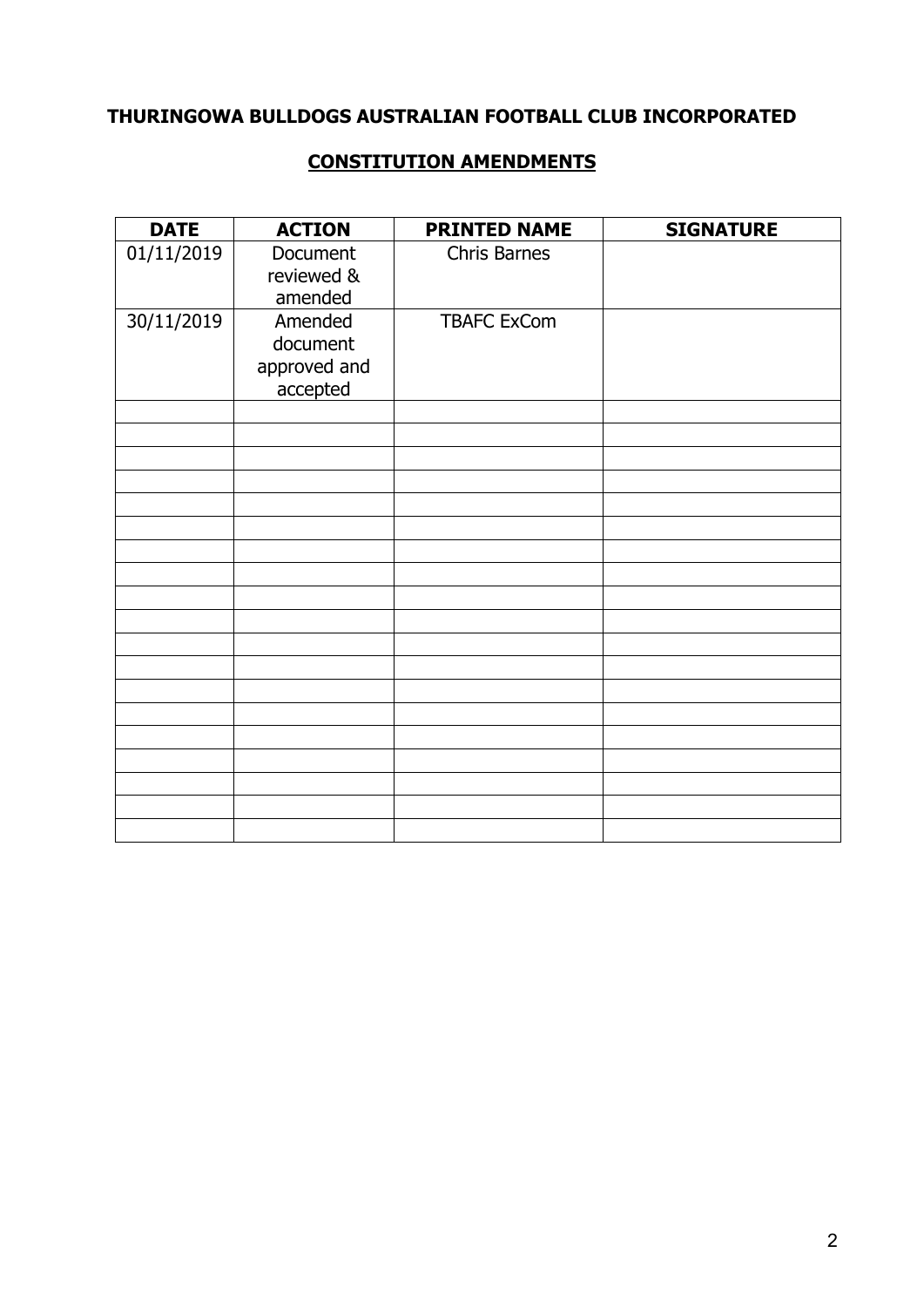**THURINGOWA BULLDOGS AUSTRALIAN FOOTBALL CLUB INCORPORATED**

**CONSTITUTION AMENDMENTS**

| DATE | ACTION | PRINTED NAME | SIGNATURE |
|---|---|---|---|
| 01/11/2019 | Document reviewed & amended | Chris Barnes | |
| 30/11/2019 | Amended document approved and accepted | TBAFC ExCom | |
| | | | |
| | | | |
| | | | |
| | | | |
| | | | |
| | | | |
| | | | |
| | | | |
| | | | |
| | | | |
| | | | |
| | | | |
| | | | |
| | | | |
| | | | |
| | | | |
| | | | |
| | | | |
| | | | |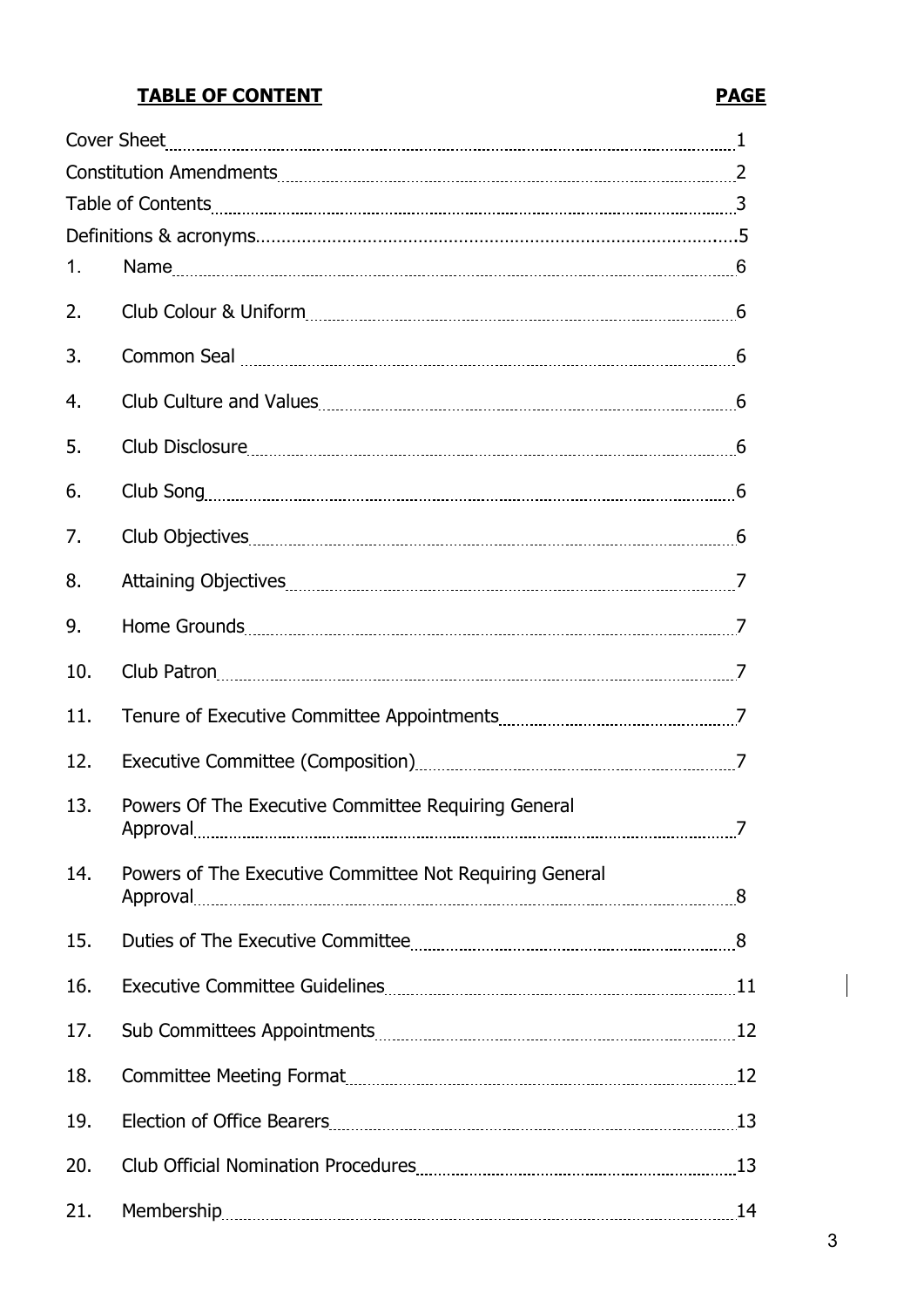**TABLE OF CONTENT** **PAGE**

| | | PAGE |
|---|---|---|
| Cover Sheet | | 1 |
| Constitution Amendments | | 2 |
| Table of Contents | | 3 |
| Definitions & acronyms | | 5 |
| 1. | Name | 6 |
| 2. | Club Colour & Uniform | 6 |
| 3. | Common Seal | 6 |
| 4. | Club Culture and Values | 6 |
| 5. | Club Disclosure | 6 |
| 6. | Club Song | 6 |
| 7. | Club Objectives | 6 |
| 8. | Attaining Objectives | 7 |
| 9. | Home Grounds | 7 |
| 10. | Club Patron | 7 |
| 11. | Tenure of Executive Committee Appointments | 7 |
| 12. | Executive Committee (Composition) | 7 |
| 13. | Powers Of The Executive Committee Requiring General Approval | 7 |
| 14. | Powers of The Executive Committee Not Requiring General Approval | 8 |
| 15. | Duties of The Executive Committee | 8 |
| 16. | Executive Committee Guidelines | 11 |
| 17. | Sub Committees Appointments | 12 |
| 18. | Committee Meeting Format | 12 |
| 19. | Election of Office Bearers | 13 |
| 20. | Club Official Nomination Procedures | 13 |
| 21. | Membership | 14 |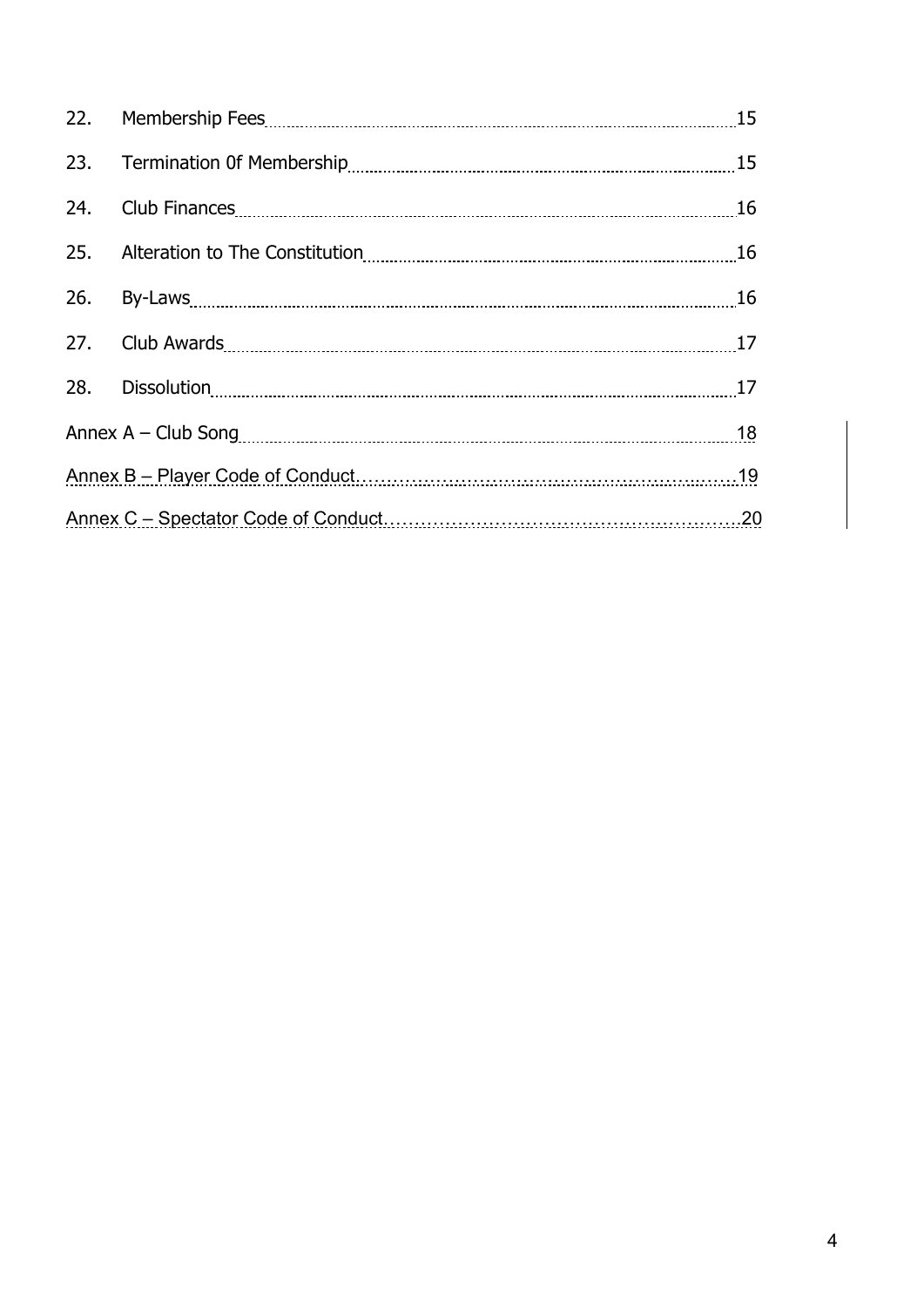22. Membership Fees 15

23. Termination 0f Membership 15

24. Club Finances 16

25. Alteration to The Constitution 16

26. By-Laws 16

27. Club Awards 17

28. Dissolution 17

Annex A – Club Song 18

Annex B – Player Code of Conduct 19

Annex C – Spectator Code of Conduct 20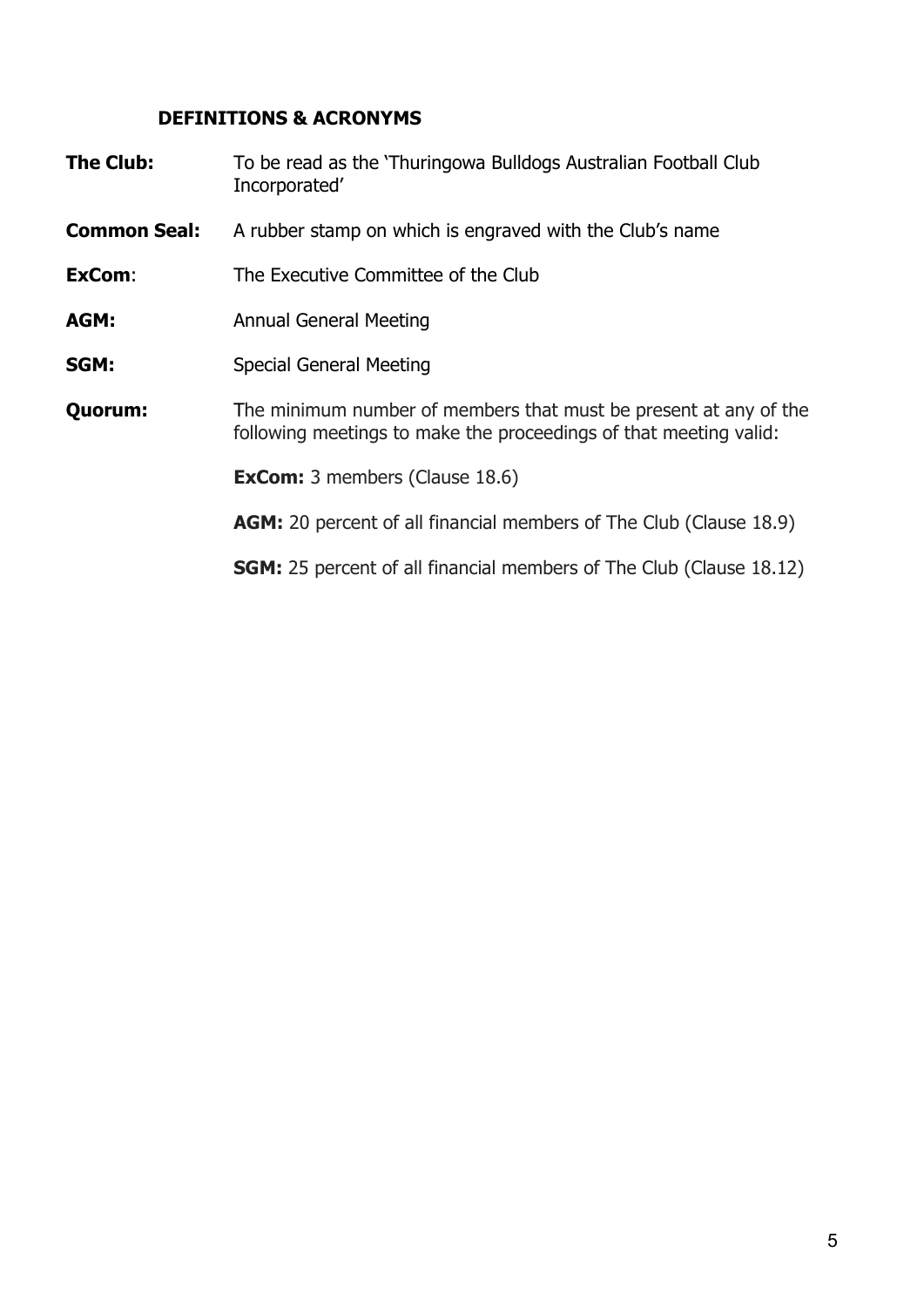## DEFINITIONS & ACRONYMS

**The Club:** To be read as the 'Thuringowa Bulldogs Australian Football Club Incorporated'

**Common Seal:** A rubber stamp on which is engraved with the Club's name

**ExCom**: The Executive Committee of the Club

**AGM:** Annual General Meeting

**SGM:** Special General Meeting

**Quorum:** The minimum number of members that must be present at any of the following meetings to make the proceedings of that meeting valid:

**ExCom:** 3 members (Clause 18.6)

**AGM:** 20 percent of all financial members of The Club (Clause 18.9)

**SGM:** 25 percent of all financial members of The Club (Clause 18.12)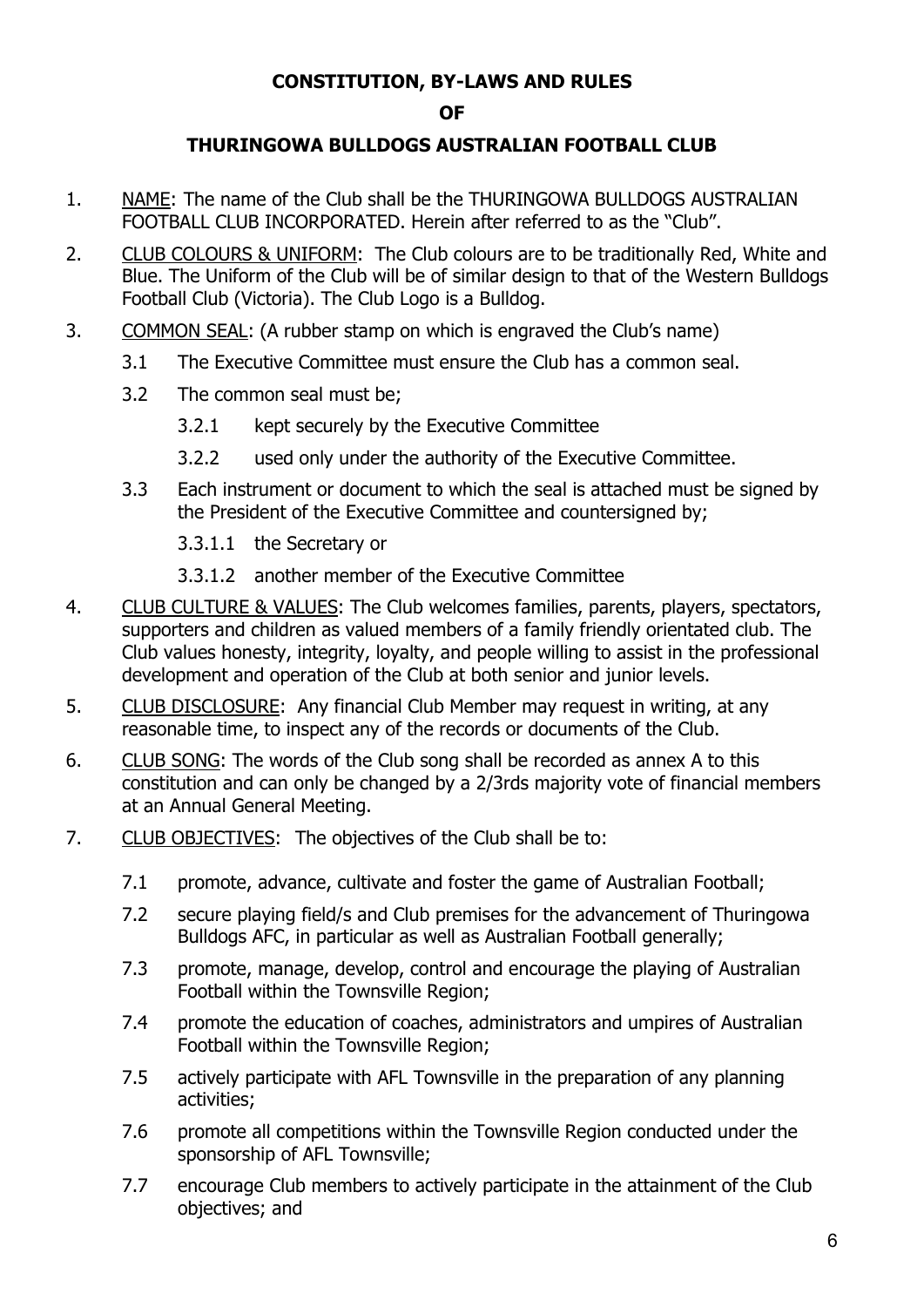**CONSTITUTION, BY-LAWS AND RULES**

**OF**

**THURINGOWA BULLDOGS AUSTRALIAN FOOTBALL CLUB**

1. NAME: The name of the Club shall be the THURINGOWA BULLDOGS AUSTRALIAN FOOTBALL CLUB INCORPORATED. Herein after referred to as the "Club".
2. CLUB COLOURS & UNIFORM: The Club colours are to be traditionally Red, White and Blue. The Uniform of the Club will be of similar design to that of the Western Bulldogs Football Club (Victoria). The Club Logo is a Bulldog.
3. COMMON SEAL: (A rubber stamp on which is engraved the Club's name)
   - 3.1 The Executive Committee must ensure the Club has a common seal.
   - 3.2 The common seal must be;
     - 3.2.1 kept securely by the Executive Committee
     - 3.2.2 used only under the authority of the Executive Committee.
   - 3.3 Each instrument or document to which the seal is attached must be signed by the President of the Executive Committee and countersigned by;
     - 3.3.1.1 the Secretary or
     - 3.3.1.2 another member of the Executive Committee
4. CLUB CULTURE & VALUES: The Club welcomes families, parents, players, spectators, supporters and children as valued members of a family friendly orientated club. The Club values honesty, integrity, loyalty, and people willing to assist in the professional development and operation of the Club at both senior and junior levels.
5. CLUB DISCLOSURE: Any financial Club Member may request in writing, at any reasonable time, to inspect any of the records or documents of the Club.
6. CLUB SONG: The words of the Club song shall be recorded as annex A to this constitution and can only be changed by a 2/3rds majority vote of financial members at an Annual General Meeting.
7. CLUB OBJECTIVES: The objectives of the Club shall be to:
   - 7.1 promote, advance, cultivate and foster the game of Australian Football;
   - 7.2 secure playing field/s and Club premises for the advancement of Thuringowa Bulldogs AFC, in particular as well as Australian Football generally;
   - 7.3 promote, manage, develop, control and encourage the playing of Australian Football within the Townsville Region;
   - 7.4 promote the education of coaches, administrators and umpires of Australian Football within the Townsville Region;
   - 7.5 actively participate with AFL Townsville in the preparation of any planning activities;
   - 7.6 promote all competitions within the Townsville Region conducted under the sponsorship of AFL Townsville;
   - 7.7 encourage Club members to actively participate in the attainment of the Club objectives; and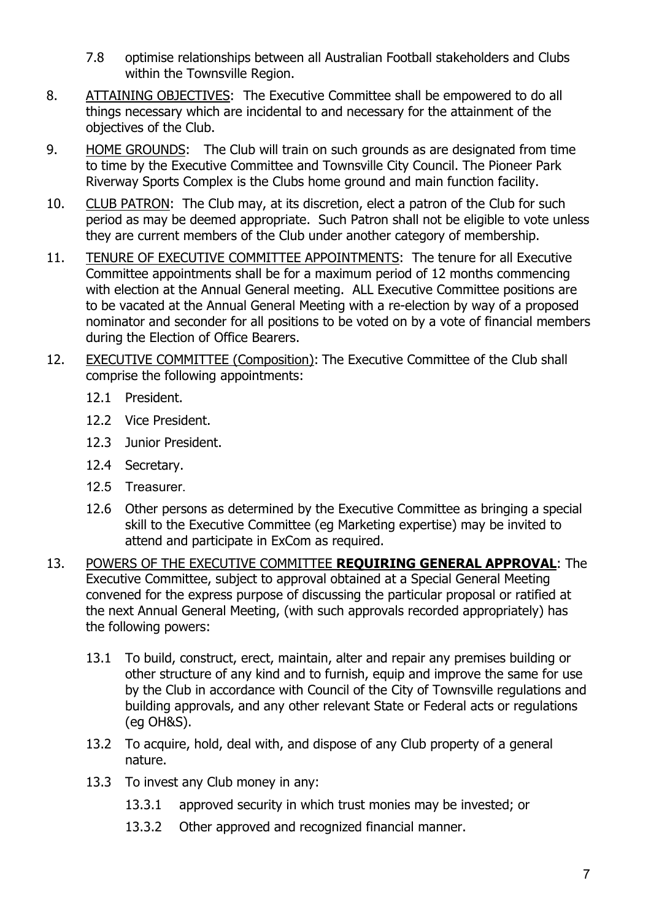7.8 optimise relationships between all Australian Football stakeholders and Clubs within the Townsville Region.

8. ATTAINING OBJECTIVES: The Executive Committee shall be empowered to do all things necessary which are incidental to and necessary for the attainment of the objectives of the Club.

9. HOME GROUNDS: The Club will train on such grounds as are designated from time to time by the Executive Committee and Townsville City Council. The Pioneer Park Riverway Sports Complex is the Clubs home ground and main function facility.

10. CLUB PATRON: The Club may, at its discretion, elect a patron of the Club for such period as may be deemed appropriate. Such Patron shall not be eligible to vote unless they are current members of the Club under another category of membership.

11. TENURE OF EXECUTIVE COMMITTEE APPOINTMENTS: The tenure for all Executive Committee appointments shall be for a maximum period of 12 months commencing with election at the Annual General meeting. ALL Executive Committee positions are to be vacated at the Annual General Meeting with a re-election by way of a proposed nominator and seconder for all positions to be voted on by a vote of financial members during the Election of Office Bearers.

12. EXECUTIVE COMMITTEE (Composition): The Executive Committee of the Club shall comprise the following appointments:

    12.1 President.

    12.2 Vice President.

    12.3 Junior President.

    12.4 Secretary.

    12.5 Treasurer.

    12.6 Other persons as determined by the Executive Committee as bringing a special skill to the Executive Committee (eg Marketing expertise) may be invited to attend and participate in ExCom as required.

13. POWERS OF THE EXECUTIVE COMMITTEE **REQUIRING GENERAL APPROVAL**: The Executive Committee, subject to approval obtained at a Special General Meeting convened for the express purpose of discussing the particular proposal or ratified at the next Annual General Meeting, (with such approvals recorded appropriately) has the following powers:

    13.1 To build, construct, erect, maintain, alter and repair any premises building or other structure of any kind and to furnish, equip and improve the same for use by the Club in accordance with Council of the City of Townsville regulations and building approvals, and any other relevant State or Federal acts or regulations (eg OH&S).

    13.2 To acquire, hold, deal with, and dispose of any Club property of a general nature.

    13.3 To invest any Club money in any:

        13.3.1 approved security in which trust monies may be invested; or

        13.3.2 Other approved and recognized financial manner.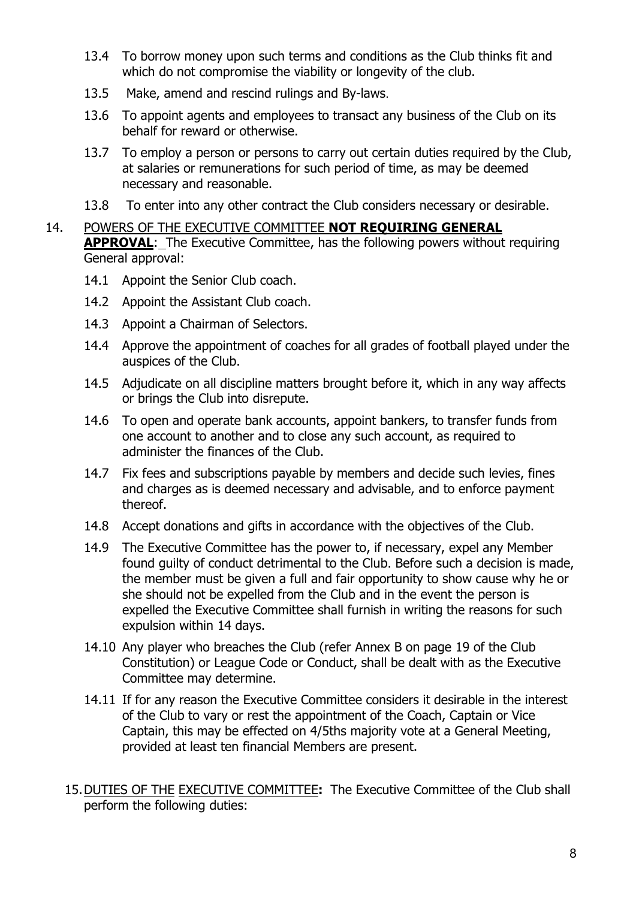13.4 To borrow money upon such terms and conditions as the Club thinks fit and which do not compromise the viability or longevity of the club.

13.5 Make, amend and rescind rulings and By-laws.

13.6 To appoint agents and employees to transact any business of the Club on its behalf for reward or otherwise.

13.7 To employ a person or persons to carry out certain duties required by the Club, at salaries or remunerations for such period of time, as may be deemed necessary and reasonable.

13.8 To enter into any other contract the Club considers necessary or desirable.

14. POWERS OF THE EXECUTIVE COMMITTEE **NOT REQUIRING GENERAL APPROVAL**: The Executive Committee, has the following powers without requiring General approval:

14.1 Appoint the Senior Club coach.

14.2 Appoint the Assistant Club coach.

14.3 Appoint a Chairman of Selectors.

14.4 Approve the appointment of coaches for all grades of football played under the auspices of the Club.

14.5 Adjudicate on all discipline matters brought before it, which in any way affects or brings the Club into disrepute.

14.6 To open and operate bank accounts, appoint bankers, to transfer funds from one account to another and to close any such account, as required to administer the finances of the Club.

14.7 Fix fees and subscriptions payable by members and decide such levies, fines and charges as is deemed necessary and advisable, and to enforce payment thereof.

14.8 Accept donations and gifts in accordance with the objectives of the Club.

14.9 The Executive Committee has the power to, if necessary, expel any Member found guilty of conduct detrimental to the Club. Before such a decision is made, the member must be given a full and fair opportunity to show cause why he or she should not be expelled from the Club and in the event the person is expelled the Executive Committee shall furnish in writing the reasons for such expulsion within 14 days.

14.10 Any player who breaches the Club (refer Annex B on page 19 of the Club Constitution) or League Code or Conduct, shall be dealt with as the Executive Committee may determine.

14.11 If for any reason the Executive Committee considers it desirable in the interest of the Club to vary or rest the appointment of the Coach, Captain or Vice Captain, this may be effected on 4/5ths majority vote at a General Meeting, provided at least ten financial Members are present.

15. DUTIES OF THE EXECUTIVE COMMITTEE**:** The Executive Committee of the Club shall perform the following duties: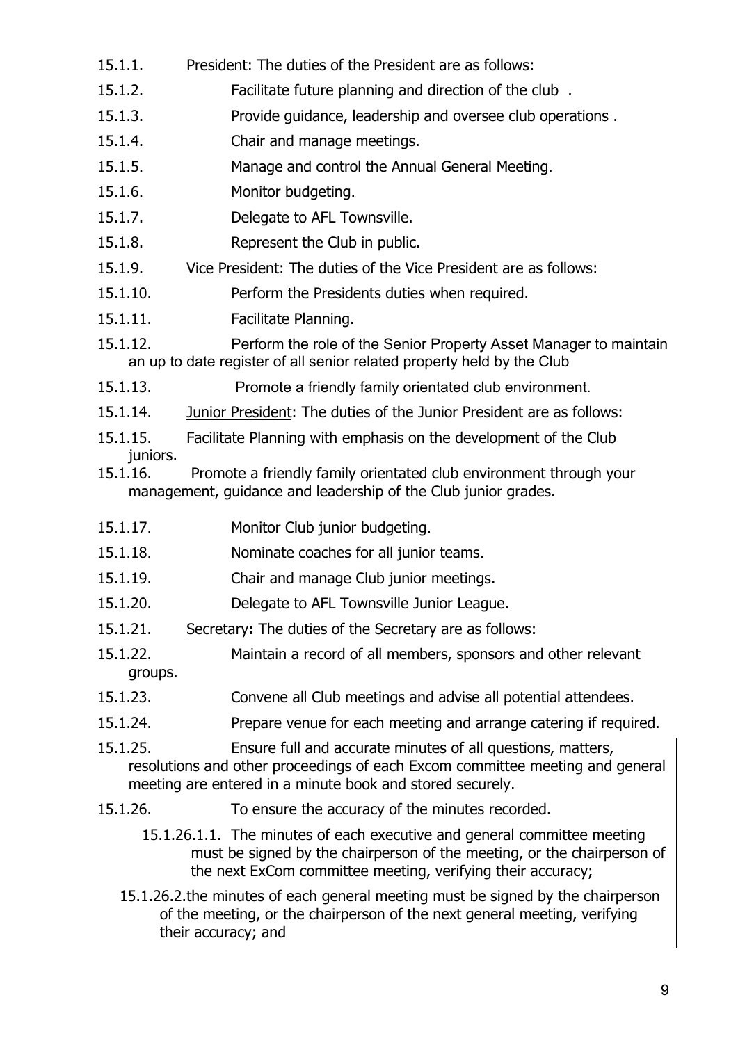15.1.1. President: The duties of the President are as follows:

15.1.2. Facilitate future planning and direction of the club .

15.1.3. Provide guidance, leadership and oversee club operations .

15.1.4. Chair and manage meetings.

15.1.5. Manage and control the Annual General Meeting.

15.1.6. Monitor budgeting.

15.1.7. Delegate to AFL Townsville.

15.1.8. Represent the Club in public.

15.1.9. <u>Vice President</u>: The duties of the Vice President are as follows:

15.1.10. Perform the Presidents duties when required.

15.1.11. Facilitate Planning.

15.1.12. Perform the role of the Senior Property Asset Manager to maintain an up to date register of all senior related property held by the Club

15.1.13. Promote a friendly family orientated club environment.

15.1.14. <u>Junior President</u>: The duties of the Junior President are as follows:

15.1.15. Facilitate Planning with emphasis on the development of the Club juniors.

15.1.16. Promote a friendly family orientated club environment through your management, guidance and leadership of the Club junior grades.

15.1.17. Monitor Club junior budgeting.

15.1.18. Nominate coaches for all junior teams.

15.1.19. Chair and manage Club junior meetings.

15.1.20. Delegate to AFL Townsville Junior League.

15.1.21. <u>Secretary</u>**:** The duties of the Secretary are as follows:

15.1.22. Maintain a record of all members, sponsors and other relevant groups.

15.1.23. Convene all Club meetings and advise all potential attendees.

15.1.24. Prepare venue for each meeting and arrange catering if required.

15.1.25. Ensure full and accurate minutes of all questions, matters, resolutions and other proceedings of each Excom committee meeting and general meeting are entered in a minute book and stored securely.

15.1.26. To ensure the accuracy of the minutes recorded.

15.1.26.1.1. The minutes of each executive and general committee meeting must be signed by the chairperson of the meeting, or the chairperson of the next ExCom committee meeting, verifying their accuracy;

15.1.26.2. the minutes of each general meeting must be signed by the chairperson of the meeting, or the chairperson of the next general meeting, verifying their accuracy; and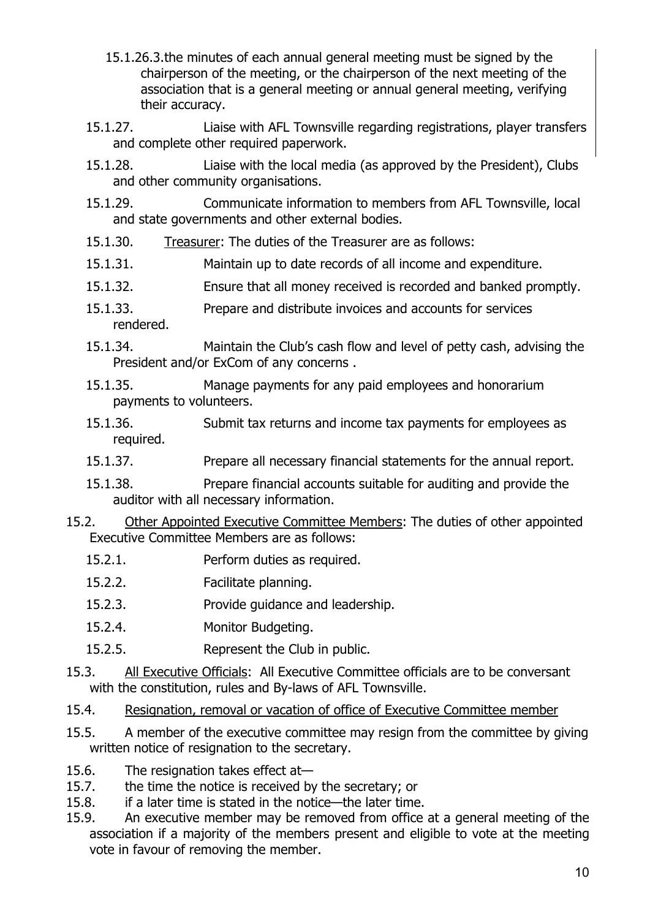15.1.26.3. the minutes of each annual general meeting must be signed by the chairperson of the meeting, or the chairperson of the next meeting of the association that is a general meeting or annual general meeting, verifying their accuracy.

15.1.27. Liaise with AFL Townsville regarding registrations, player transfers and complete other required paperwork.

15.1.28. Liaise with the local media (as approved by the President), Clubs and other community organisations.

15.1.29. Communicate information to members from AFL Townsville, local and state governments and other external bodies.

15.1.30. <u>Treasurer</u>: The duties of the Treasurer are as follows:

15.1.31. Maintain up to date records of all income and expenditure.

15.1.32. Ensure that all money received is recorded and banked promptly.

15.1.33. Prepare and distribute invoices and accounts for services rendered.

15.1.34. Maintain the Club's cash flow and level of petty cash, advising the President and/or ExCom of any concerns .

15.1.35. Manage payments for any paid employees and honorarium payments to volunteers.

15.1.36. Submit tax returns and income tax payments for employees as required.

15.1.37. Prepare all necessary financial statements for the annual report.

15.1.38. Prepare financial accounts suitable for auditing and provide the auditor with all necessary information.

15.2. <u>Other Appointed Executive Committee Members</u>: The duties of other appointed Executive Committee Members are as follows:

15.2.1. Perform duties as required.

15.2.2. Facilitate planning.

15.2.3. Provide guidance and leadership.

15.2.4. Monitor Budgeting.

15.2.5. Represent the Club in public.

15.3. <u>All Executive Officials</u>: All Executive Committee officials are to be conversant with the constitution, rules and By-laws of AFL Townsville.

15.4. <u>Resignation, removal or vacation of office of Executive Committee member</u>

15.5. A member of the executive committee may resign from the committee by giving written notice of resignation to the secretary.

15.6. The resignation takes effect at—

15.7. the time the notice is received by the secretary; or

15.8. if a later time is stated in the notice—the later time.

15.9. An executive member may be removed from office at a general meeting of the association if a majority of the members present and eligible to vote at the meeting vote in favour of removing the member.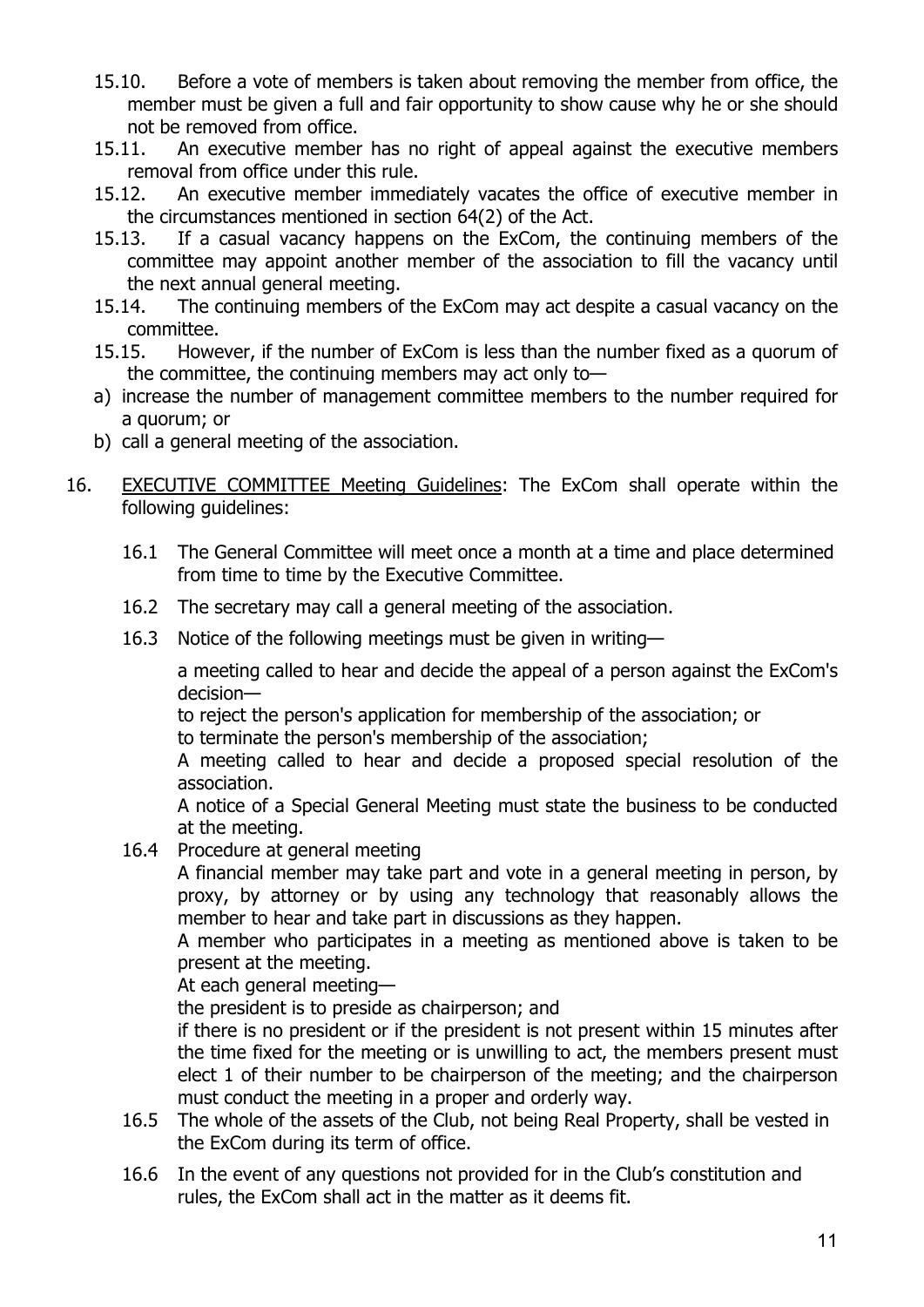15.10. Before a vote of members is taken about removing the member from office, the member must be given a full and fair opportunity to show cause why he or she should not be removed from office.

15.11. An executive member has no right of appeal against the executive members removal from office under this rule.

15.12. An executive member immediately vacates the office of executive member in the circumstances mentioned in section 64(2) of the Act.

15.13. If a casual vacancy happens on the ExCom, the continuing members of the committee may appoint another member of the association to fill the vacancy until the next annual general meeting.

15.14. The continuing members of the ExCom may act despite a casual vacancy on the committee.

15.15. However, if the number of ExCom is less than the number fixed as a quorum of the committee, the continuing members may act only to—

a) increase the number of management committee members to the number required for a quorum; or
b) call a general meeting of the association.

16. <u>EXECUTIVE COMMITTEE Meeting Guidelines</u>: The ExCom shall operate within the following guidelines:

16.1 The General Committee will meet once a month at a time and place determined from time to time by the Executive Committee.

16.2 The secretary may call a general meeting of the association.

16.3 Notice of the following meetings must be given in writing—

a meeting called to hear and decide the appeal of a person against the ExCom's decision—

to reject the person's application for membership of the association; or

to terminate the person's membership of the association;

A meeting called to hear and decide a proposed special resolution of the association.

A notice of a Special General Meeting must state the business to be conducted at the meeting.

16.4 Procedure at general meeting

A financial member may take part and vote in a general meeting in person, by proxy, by attorney or by using any technology that reasonably allows the member to hear and take part in discussions as they happen.

A member who participates in a meeting as mentioned above is taken to be present at the meeting.

At each general meeting—

the president is to preside as chairperson; and

if there is no president or if the president is not present within 15 minutes after the time fixed for the meeting or is unwilling to act, the members present must elect 1 of their number to be chairperson of the meeting; and the chairperson must conduct the meeting in a proper and orderly way.

16.5 The whole of the assets of the Club, not being Real Property, shall be vested in the ExCom during its term of office.

16.6 In the event of any questions not provided for in the Club's constitution and rules, the ExCom shall act in the matter as it deems fit.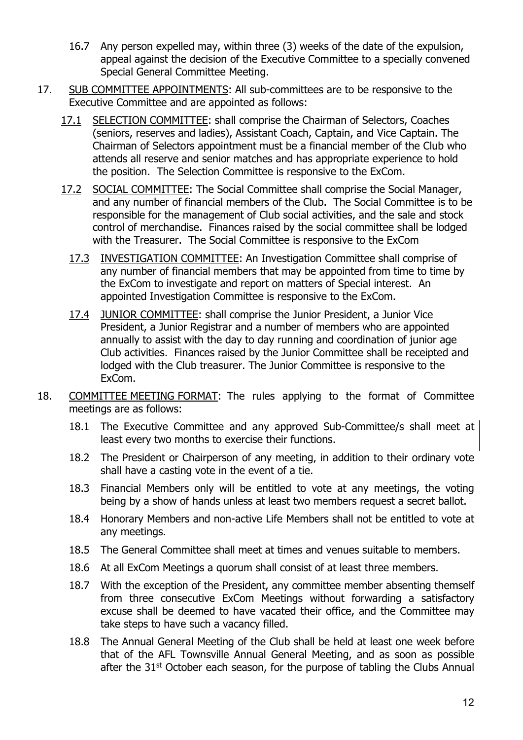16.7 Any person expelled may, within three (3) weeks of the date of the expulsion, appeal against the decision of the Executive Committee to a specially convened Special General Committee Meeting.

17. <u>SUB COMMITTEE APPOINTMENTS</u>: All sub-committees are to be responsive to the Executive Committee and are appointed as follows:

    17.1 <u>SELECTION COMMITTEE</u>: shall comprise the Chairman of Selectors, Coaches (seniors, reserves and ladies), Assistant Coach, Captain, and Vice Captain. The Chairman of Selectors appointment must be a financial member of the Club who attends all reserve and senior matches and has appropriate experience to hold the position. The Selection Committee is responsive to the ExCom.

    17.2 <u>SOCIAL COMMITTEE</u>: The Social Committee shall comprise the Social Manager, and any number of financial members of the Club. The Social Committee is to be responsible for the management of Club social activities, and the sale and stock control of merchandise. Finances raised by the social committee shall be lodged with the Treasurer. The Social Committee is responsive to the ExCom

    17.3 <u>INVESTIGATION COMMITTEE</u>: An Investigation Committee shall comprise of any number of financial members that may be appointed from time to time by the ExCom to investigate and report on matters of Special interest. An appointed Investigation Committee is responsive to the ExCom.

    17.4 <u>JUNIOR COMMITTEE</u>: shall comprise the Junior President, a Junior Vice President, a Junior Registrar and a number of members who are appointed annually to assist with the day to day running and coordination of junior age Club activities. Finances raised by the Junior Committee shall be receipted and lodged with the Club treasurer. The Junior Committee is responsive to the ExCom.

18. <u>COMMITTEE MEETING FORMAT</u>: The rules applying to the format of Committee meetings are as follows:

    18.1 The Executive Committee and any approved Sub-Committee/s shall meet at least every two months to exercise their functions.

    18.2 The President or Chairperson of any meeting, in addition to their ordinary vote shall have a casting vote in the event of a tie.

    18.3 Financial Members only will be entitled to vote at any meetings, the voting being by a show of hands unless at least two members request a secret ballot.

    18.4 Honorary Members and non-active Life Members shall not be entitled to vote at any meetings.

    18.5 The General Committee shall meet at times and venues suitable to members.

    18.6 At all ExCom Meetings a quorum shall consist of at least three members.

    18.7 With the exception of the President, any committee member absenting themself from three consecutive ExCom Meetings without forwarding a satisfactory excuse shall be deemed to have vacated their office, and the Committee may take steps to have such a vacancy filled.

    18.8 The Annual General Meeting of the Club shall be held at least one week before that of the AFL Townsville Annual General Meeting, and as soon as possible after the 31st October each season, for the purpose of tabling the Clubs Annual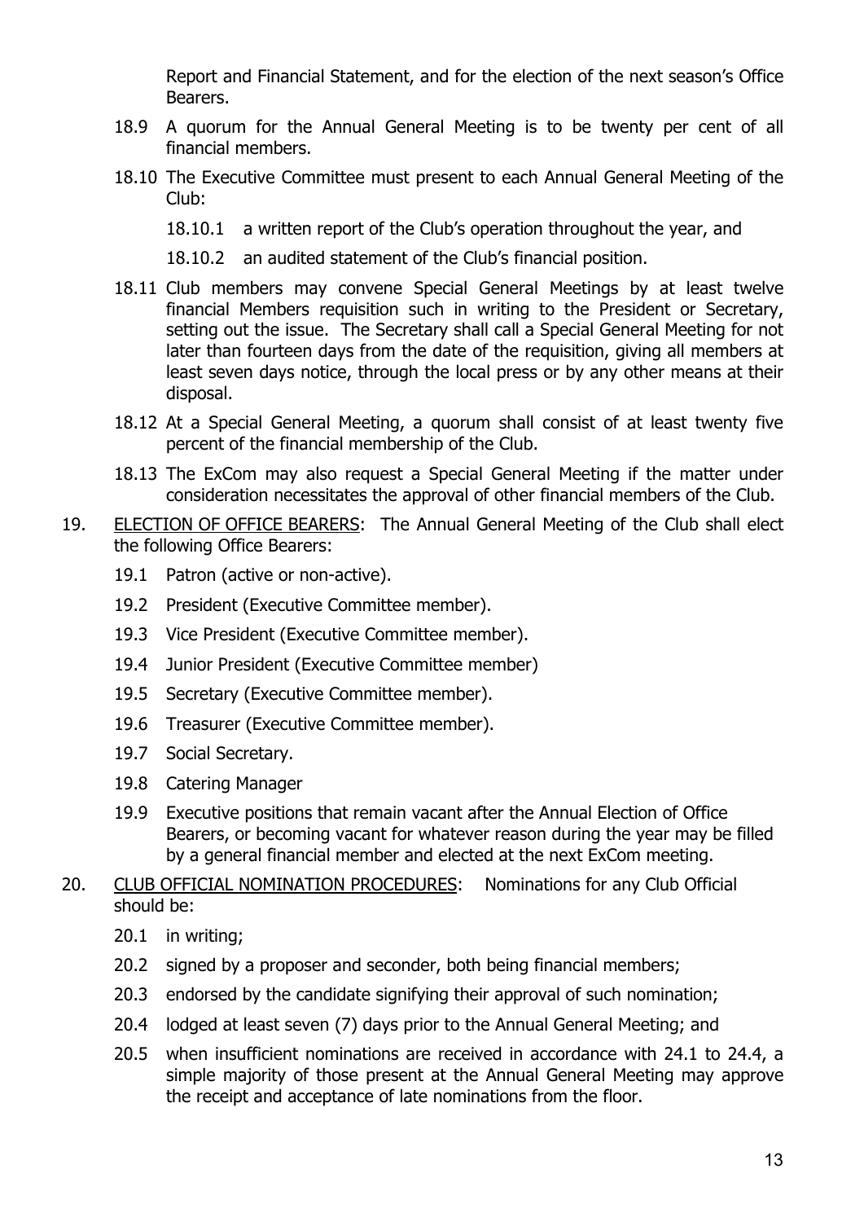Report and Financial Statement, and for the election of the next season's Office Bearers.

18.9 A quorum for the Annual General Meeting is to be twenty per cent of all financial members.

18.10 The Executive Committee must present to each Annual General Meeting of the Club:

18.10.1 a written report of the Club's operation throughout the year, and

18.10.2 an audited statement of the Club's financial position.

18.11 Club members may convene Special General Meetings by at least twelve financial Members requisition such in writing to the President or Secretary, setting out the issue. The Secretary shall call a Special General Meeting for not later than fourteen days from the date of the requisition, giving all members at least seven days notice, through the local press or by any other means at their disposal.

18.12 At a Special General Meeting, a quorum shall consist of at least twenty five percent of the financial membership of the Club.

18.13 The ExCom may also request a Special General Meeting if the matter under consideration necessitates the approval of other financial members of the Club.

19. <u>ELECTION OF OFFICE BEARERS</u>: The Annual General Meeting of the Club shall elect the following Office Bearers:

19.1 Patron (active or non-active).

19.2 President (Executive Committee member).

19.3 Vice President (Executive Committee member).

19.4 Junior President (Executive Committee member)

19.5 Secretary (Executive Committee member).

19.6 Treasurer (Executive Committee member).

19.7 Social Secretary.

19.8 Catering Manager

19.9 Executive positions that remain vacant after the Annual Election of Office Bearers, or becoming vacant for whatever reason during the year may be filled by a general financial member and elected at the next ExCom meeting.

20. <u>CLUB OFFICIAL NOMINATION PROCEDURES</u>: Nominations for any Club Official should be:

20.1 in writing;

20.2 signed by a proposer and seconder, both being financial members;

20.3 endorsed by the candidate signifying their approval of such nomination;

20.4 lodged at least seven (7) days prior to the Annual General Meeting; and

20.5 when insufficient nominations are received in accordance with 24.1 to 24.4, a simple majority of those present at the Annual General Meeting may approve the receipt and acceptance of late nominations from the floor.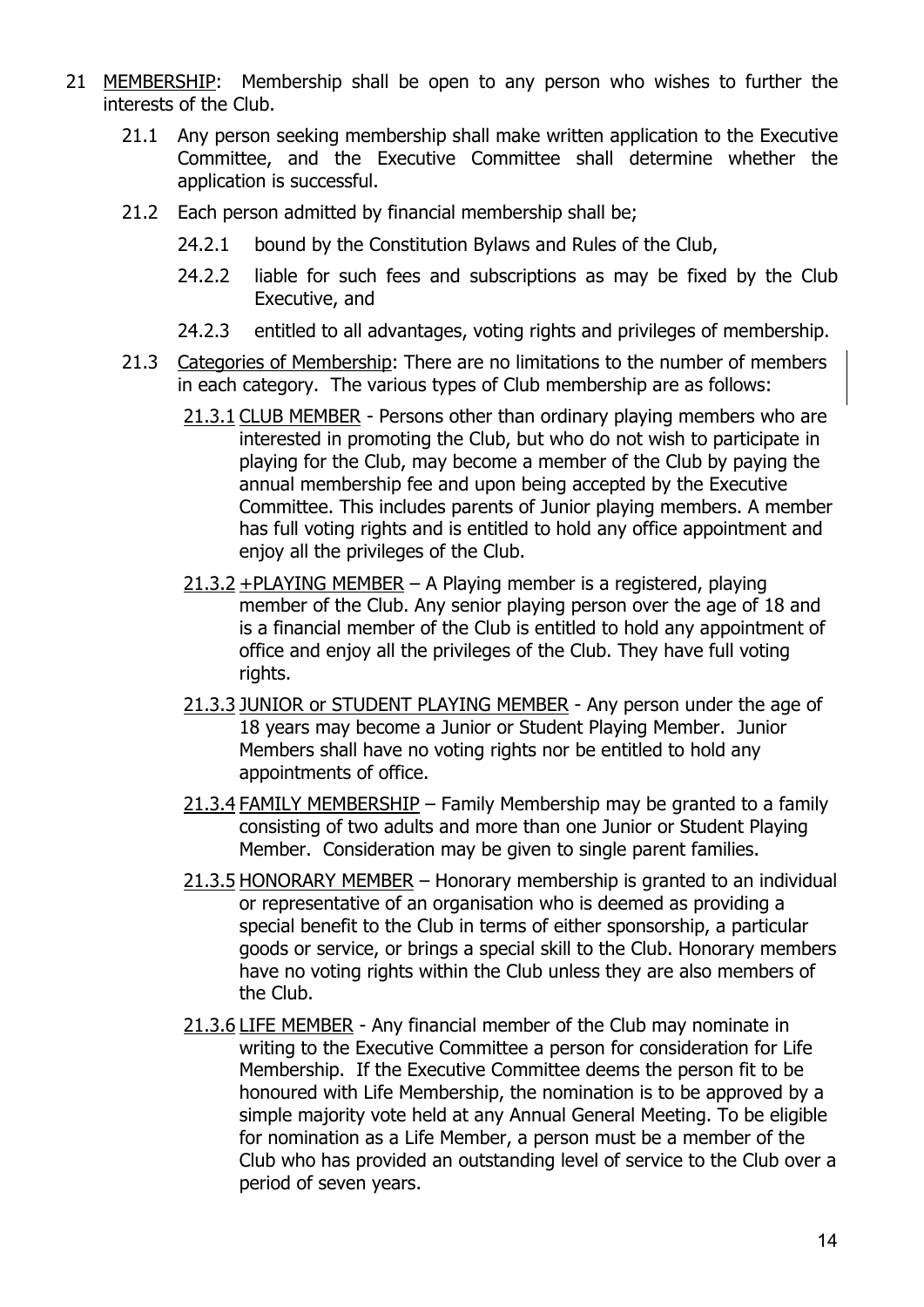21 <u>MEMBERSHIP</u>: Membership shall be open to any person who wishes to further the interests of the Club.

21.1 Any person seeking membership shall make written application to the Executive Committee, and the Executive Committee shall determine whether the application is successful.

21.2 Each person admitted by financial membership shall be;

24.2.1 bound by the Constitution Bylaws and Rules of the Club,

24.2.2 liable for such fees and subscriptions as may be fixed by the Club Executive, and

24.2.3 entitled to all advantages, voting rights and privileges of membership.

21.3 <u>Categories of Membership</u>: There are no limitations to the number of members in each category. The various types of Club membership are as follows:

<u>21.3.1 CLUB MEMBER</u> - Persons other than ordinary playing members who are interested in promoting the Club, but who do not wish to participate in playing for the Club, may become a member of the Club by paying the annual membership fee and upon being accepted by the Executive Committee. This includes parents of Junior playing members. A member has full voting rights and is entitled to hold any office appointment and enjoy all the privileges of the Club.

<u>21.3.2 +PLAYING MEMBER</u> – A Playing member is a registered, playing member of the Club. Any senior playing person over the age of 18 and is a financial member of the Club is entitled to hold any appointment of office and enjoy all the privileges of the Club. They have full voting rights.

<u>21.3.3 JUNIOR or STUDENT PLAYING MEMBER</u> - Any person under the age of 18 years may become a Junior or Student Playing Member. Junior Members shall have no voting rights nor be entitled to hold any appointments of office.

<u>21.3.4 FAMILY MEMBERSHIP</u> – Family Membership may be granted to a family consisting of two adults and more than one Junior or Student Playing Member. Consideration may be given to single parent families.

<u>21.3.5 HONORARY MEMBER</u> – Honorary membership is granted to an individual or representative of an organisation who is deemed as providing a special benefit to the Club in terms of either sponsorship, a particular goods or service, or brings a special skill to the Club. Honorary members have no voting rights within the Club unless they are also members of the Club.

<u>21.3.6 LIFE MEMBER</u> - Any financial member of the Club may nominate in writing to the Executive Committee a person for consideration for Life Membership. If the Executive Committee deems the person fit to be honoured with Life Membership, the nomination is to be approved by a simple majority vote held at any Annual General Meeting. To be eligible for nomination as a Life Member, a person must be a member of the Club who has provided an outstanding level of service to the Club over a period of seven years.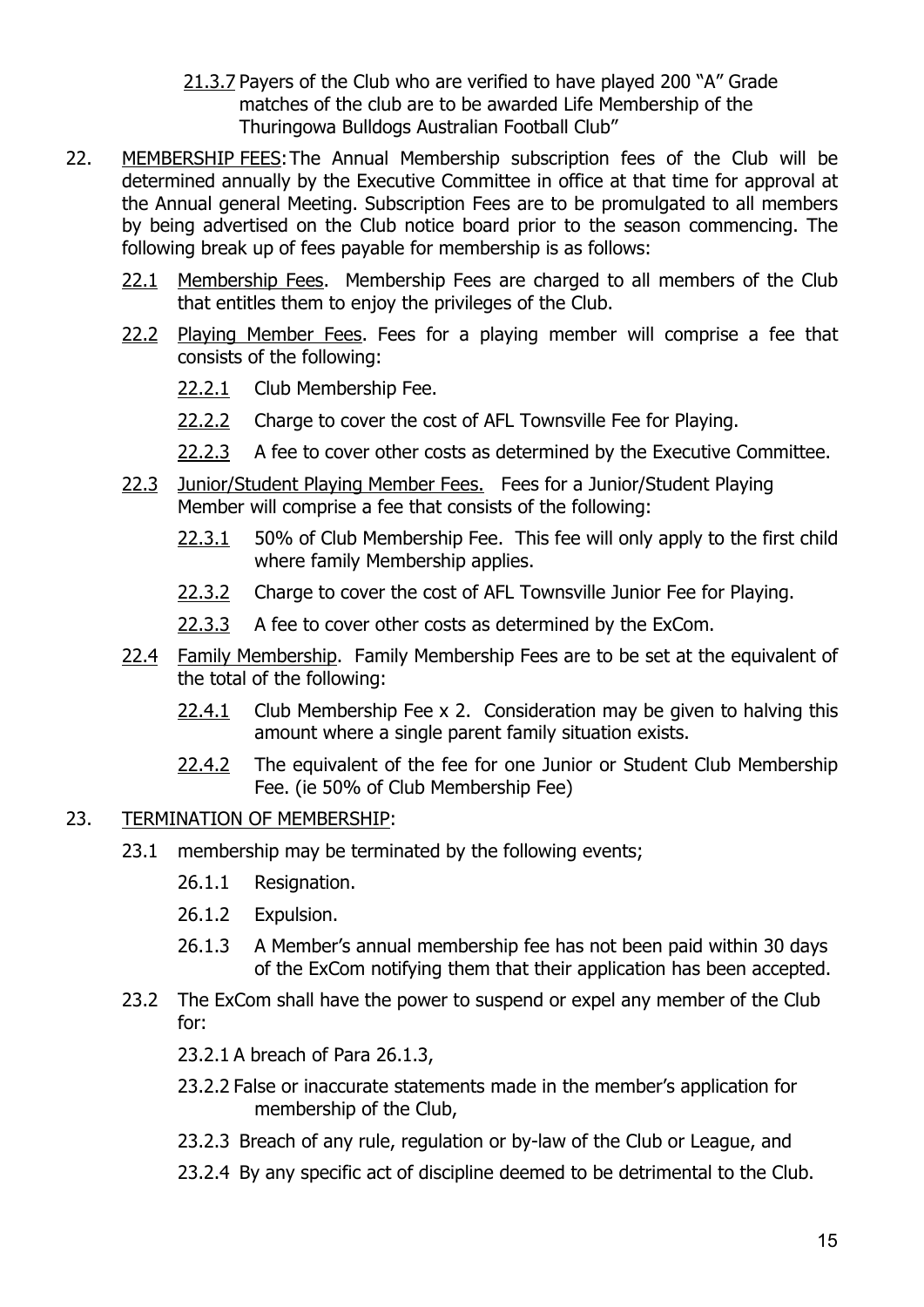21.3.7 Payers of the Club who are verified to have played 200 "A" Grade matches of the club are to be awarded Life Membership of the Thuringowa Bulldogs Australian Football Club"

22. MEMBERSHIP FEES: The Annual Membership subscription fees of the Club will be determined annually by the Executive Committee in office at that time for approval at the Annual general Meeting. Subscription Fees are to be promulgated to all members by being advertised on the Club notice board prior to the season commencing. The following break up of fees payable for membership is as follows:

   22.1 Membership Fees. Membership Fees are charged to all members of the Club that entitles them to enjoy the privileges of the Club.

   22.2 Playing Member Fees. Fees for a playing member will comprise a fee that consists of the following:

      22.2.1 Club Membership Fee.

      22.2.2 Charge to cover the cost of AFL Townsville Fee for Playing.

      22.2.3 A fee to cover other costs as determined by the Executive Committee.

   22.3 Junior/Student Playing Member Fees. Fees for a Junior/Student Playing Member will comprise a fee that consists of the following:

      22.3.1 50% of Club Membership Fee. This fee will only apply to the first child where family Membership applies.

      22.3.2 Charge to cover the cost of AFL Townsville Junior Fee for Playing.

      22.3.3 A fee to cover other costs as determined by the ExCom.

   22.4 Family Membership. Family Membership Fees are to be set at the equivalent of the total of the following:

      22.4.1 Club Membership Fee x 2. Consideration may be given to halving this amount where a single parent family situation exists.

      22.4.2 The equivalent of the fee for one Junior or Student Club Membership Fee. (ie 50% of Club Membership Fee)

23. TERMINATION OF MEMBERSHIP:

   23.1 membership may be terminated by the following events;

      26.1.1 Resignation.

      26.1.2 Expulsion.

      26.1.3 A Member's annual membership fee has not been paid within 30 days of the ExCom notifying them that their application has been accepted.

   23.2 The ExCom shall have the power to suspend or expel any member of the Club for:

      23.2.1 A breach of Para 26.1.3,

      23.2.2 False or inaccurate statements made in the member's application for membership of the Club,

      23.2.3 Breach of any rule, regulation or by-law of the Club or League, and

      23.2.4 By any specific act of discipline deemed to be detrimental to the Club.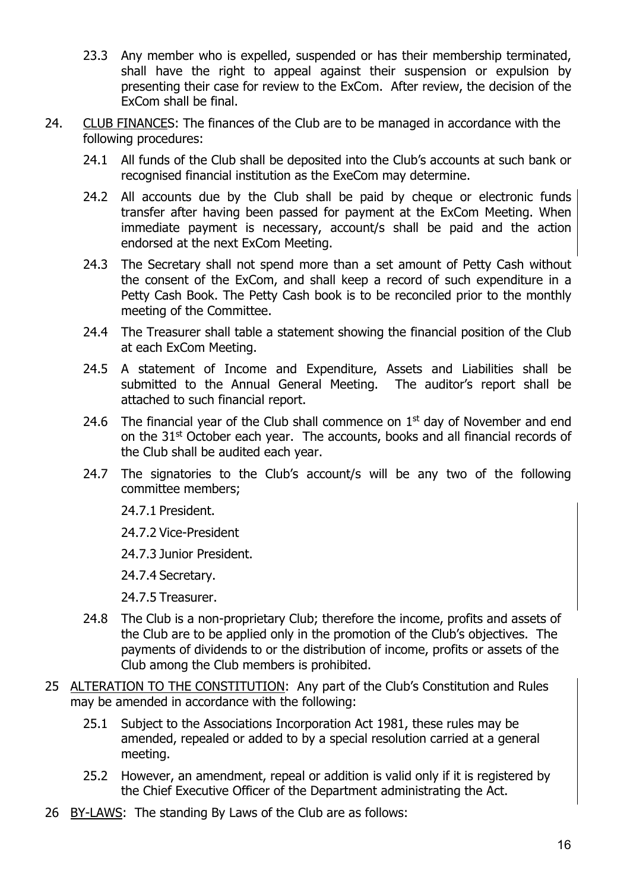23.3 Any member who is expelled, suspended or has their membership terminated, shall have the right to appeal against their suspension or expulsion by presenting their case for review to the ExCom. After review, the decision of the ExCom shall be final.

24. <u>CLUB FINANCES</u>: The finances of the Club are to be managed in accordance with the following procedures:

24.1 All funds of the Club shall be deposited into the Club's accounts at such bank or recognised financial institution as the ExeCom may determine.

24.2 All accounts due by the Club shall be paid by cheque or electronic funds transfer after having been passed for payment at the ExCom Meeting. When immediate payment is necessary, account/s shall be paid and the action endorsed at the next ExCom Meeting.

24.3 The Secretary shall not spend more than a set amount of Petty Cash without the consent of the ExCom, and shall keep a record of such expenditure in a Petty Cash Book. The Petty Cash book is to be reconciled prior to the monthly meeting of the Committee.

24.4 The Treasurer shall table a statement showing the financial position of the Club at each ExCom Meeting.

24.5 A statement of Income and Expenditure, Assets and Liabilities shall be submitted to the Annual General Meeting. The auditor's report shall be attached to such financial report.

24.6 The financial year of the Club shall commence on 1st day of November and end on the 31st October each year. The accounts, books and all financial records of the Club shall be audited each year.

24.7 The signatories to the Club's account/s will be any two of the following committee members;

24.7.1 President.

24.7.2 Vice-President

24.7.3 Junior President.

24.7.4 Secretary.

24.7.5 Treasurer.

24.8 The Club is a non-proprietary Club; therefore the income, profits and assets of the Club are to be applied only in the promotion of the Club's objectives. The payments of dividends to or the distribution of income, profits or assets of the Club among the Club members is prohibited.

25 <u>ALTERATION TO THE CONSTITUTION</u>: Any part of the Club's Constitution and Rules may be amended in accordance with the following:

25.1 Subject to the Associations Incorporation Act 1981, these rules may be amended, repealed or added to by a special resolution carried at a general meeting.

25.2 However, an amendment, repeal or addition is valid only if it is registered by the Chief Executive Officer of the Department administrating the Act.

26 <u>BY-LAWS</u>: The standing By Laws of the Club are as follows: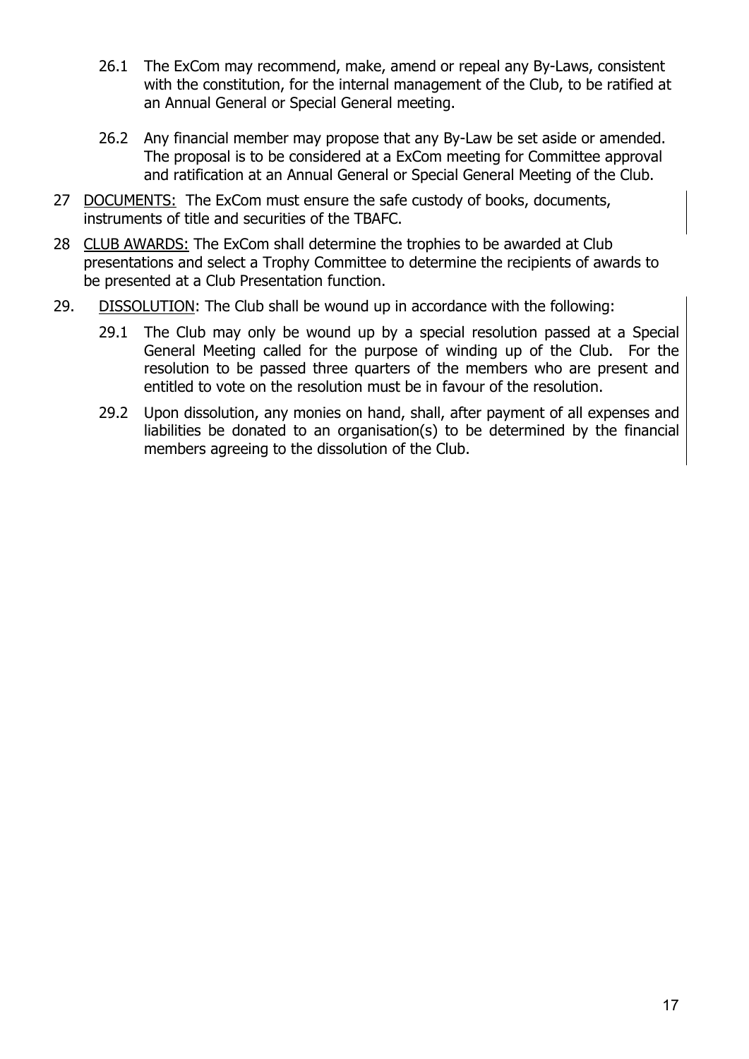26.1 The ExCom may recommend, make, amend or repeal any By-Laws, consistent with the constitution, for the internal management of the Club, to be ratified at an Annual General or Special General meeting.

26.2 Any financial member may propose that any By-Law be set aside or amended. The proposal is to be considered at a ExCom meeting for Committee approval and ratification at an Annual General or Special General Meeting of the Club.

27 <u>DOCUMENTS:</u> The ExCom must ensure the safe custody of books, documents, instruments of title and securities of the TBAFC.

28 <u>CLUB AWARDS:</u> The ExCom shall determine the trophies to be awarded at Club presentations and select a Trophy Committee to determine the recipients of awards to be presented at a Club Presentation function.

29. <u>DISSOLUTION</u>: The Club shall be wound up in accordance with the following:

29.1 The Club may only be wound up by a special resolution passed at a Special General Meeting called for the purpose of winding up of the Club. For the resolution to be passed three quarters of the members who are present and entitled to vote on the resolution must be in favour of the resolution.

29.2 Upon dissolution, any monies on hand, shall, after payment of all expenses and liabilities be donated to an organisation(s) to be determined by the financial members agreeing to the dissolution of the Club.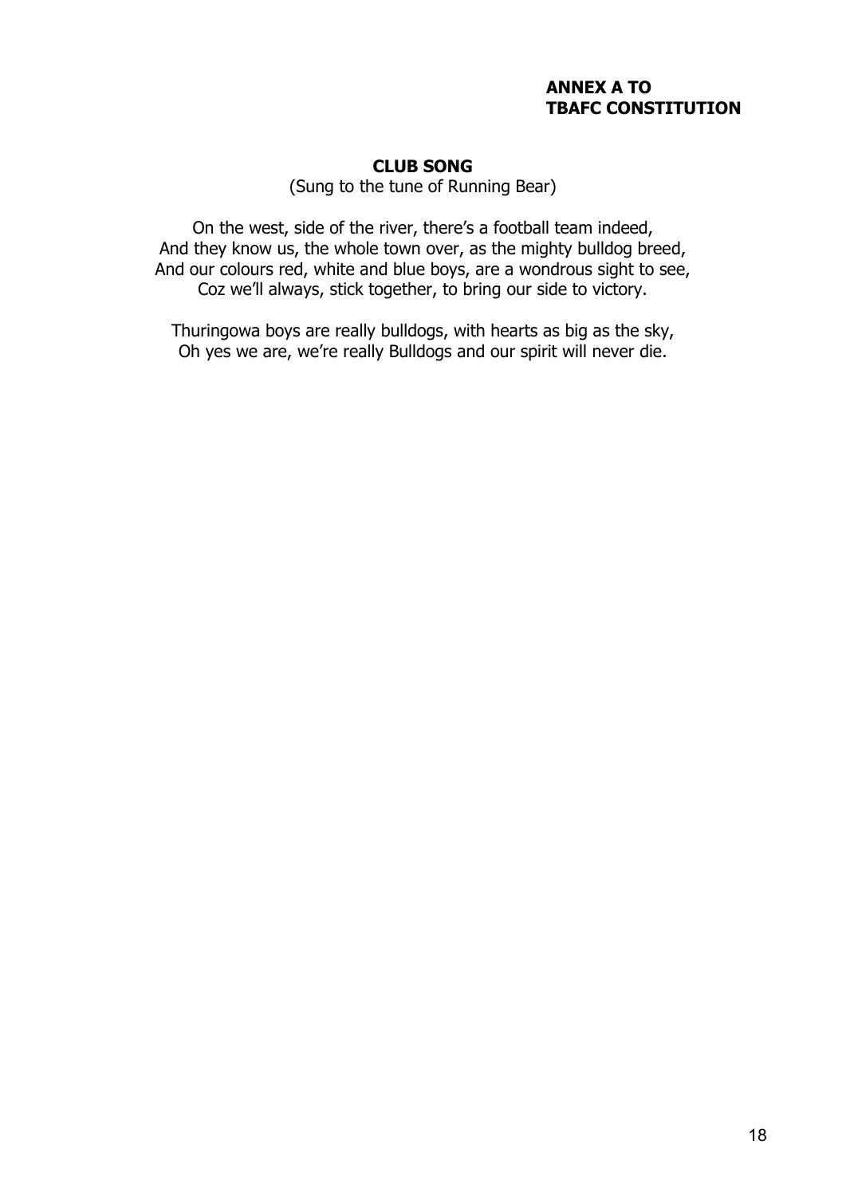**ANNEX A TO**
**TBAFC CONSTITUTION**

## CLUB SONG

(Sung to the tune of Running Bear)

On the west, side of the river, there's a football team indeed,
And they know us, the whole town over, as the mighty bulldog breed,
And our colours red, white and blue boys, are a wondrous sight to see,
Coz we'll always, stick together, to bring our side to victory.

Thuringowa boys are really bulldogs, with hearts as big as the sky,
Oh yes we are, we're really Bulldogs and our spirit will never die.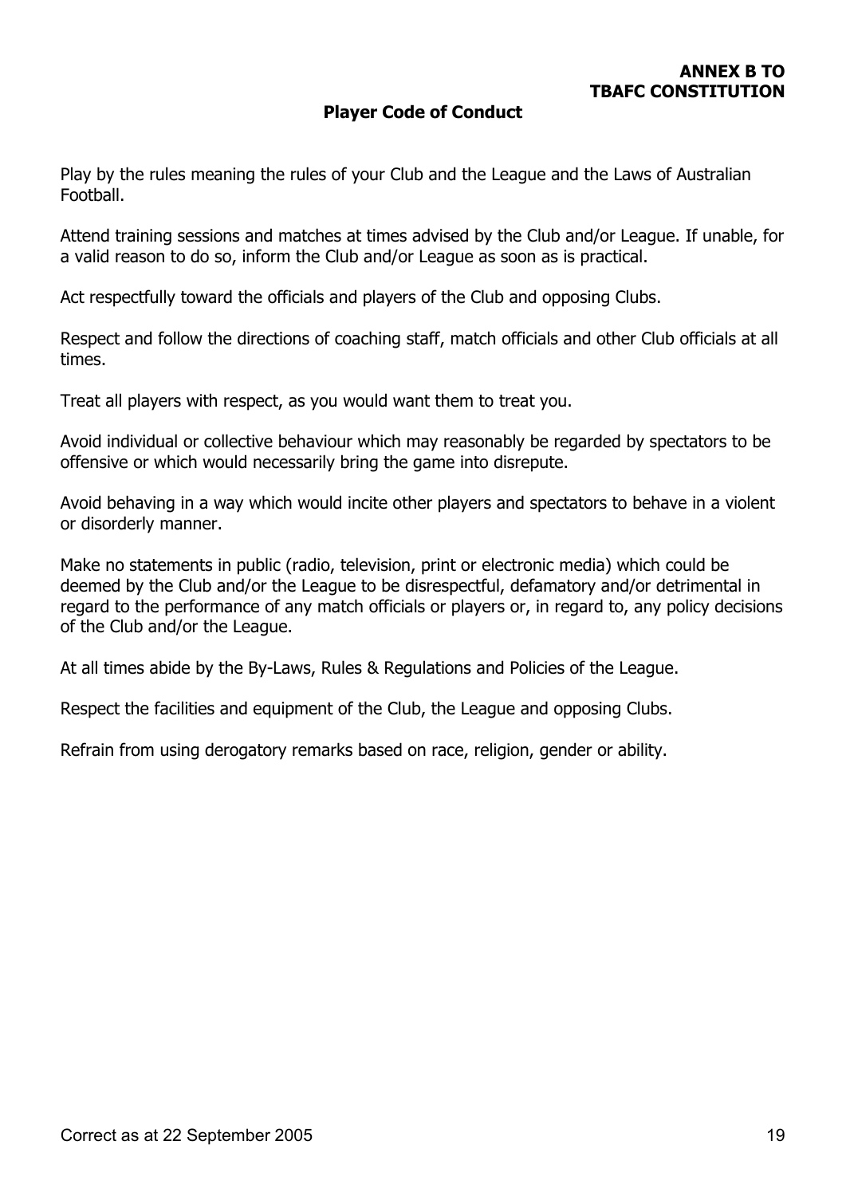**ANNEX B TO TBAFC CONSTITUTION**

## Player Code of Conduct

Play by the rules meaning the rules of your Club and the League and the Laws of Australian Football.

Attend training sessions and matches at times advised by the Club and/or League. If unable, for a valid reason to do so, inform the Club and/or League as soon as is practical.

Act respectfully toward the officials and players of the Club and opposing Clubs.

Respect and follow the directions of coaching staff, match officials and other Club officials at all times.

Treat all players with respect, as you would want them to treat you.

Avoid individual or collective behaviour which may reasonably be regarded by spectators to be offensive or which would necessarily bring the game into disrepute.

Avoid behaving in a way which would incite other players and spectators to behave in a violent or disorderly manner.

Make no statements in public (radio, television, print or electronic media) which could be deemed by the Club and/or the League to be disrespectful, defamatory and/or detrimental in regard to the performance of any match officials or players or, in regard to, any policy decisions of the Club and/or the League.

At all times abide by the By-Laws, Rules & Regulations and Policies of the League.

Respect the facilities and equipment of the Club, the League and opposing Clubs.

Refrain from using derogatory remarks based on race, religion, gender or ability.

Correct as at 22 September 2005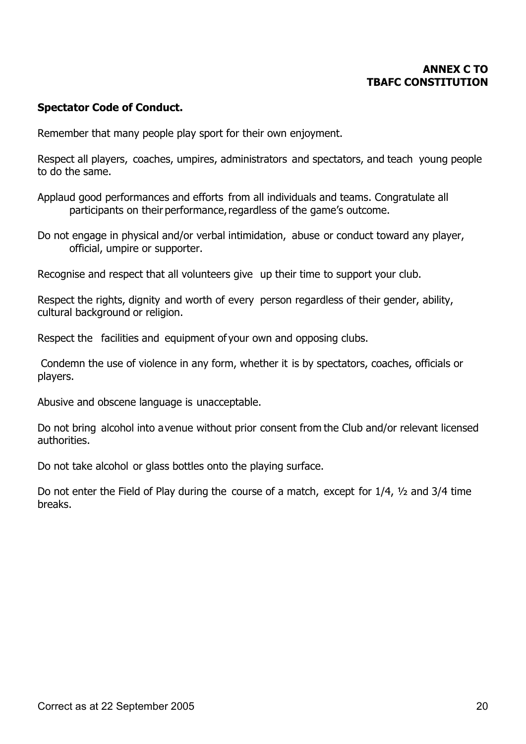**ANNEX C TO TBAFC CONSTITUTION**

**Spectator Code of Conduct.**

Remember that many people play sport for their own enjoyment.

Respect all players, coaches, umpires, administrators and spectators, and teach young people to do the same.

Applaud good performances and efforts from all individuals and teams. Congratulate all participants on their performance, regardless of the game's outcome.

Do not engage in physical and/or verbal intimidation, abuse or conduct toward any player, official, umpire or supporter.

Recognise and respect that all volunteers give up their time to support your club.

Respect the rights, dignity and worth of every person regardless of their gender, ability, cultural background or religion.

Respect the facilities and equipment of your own and opposing clubs.

Condemn the use of violence in any form, whether it is by spectators, coaches, officials or players.

Abusive and obscene language is unacceptable.

Do not bring alcohol into a venue without prior consent from the Club and/or relevant licensed authorities.

Do not take alcohol or glass bottles onto the playing surface.

Do not enter the Field of Play during the course of a match, except for 1/4, ½ and 3/4 time breaks.

Correct as at 22 September 2005